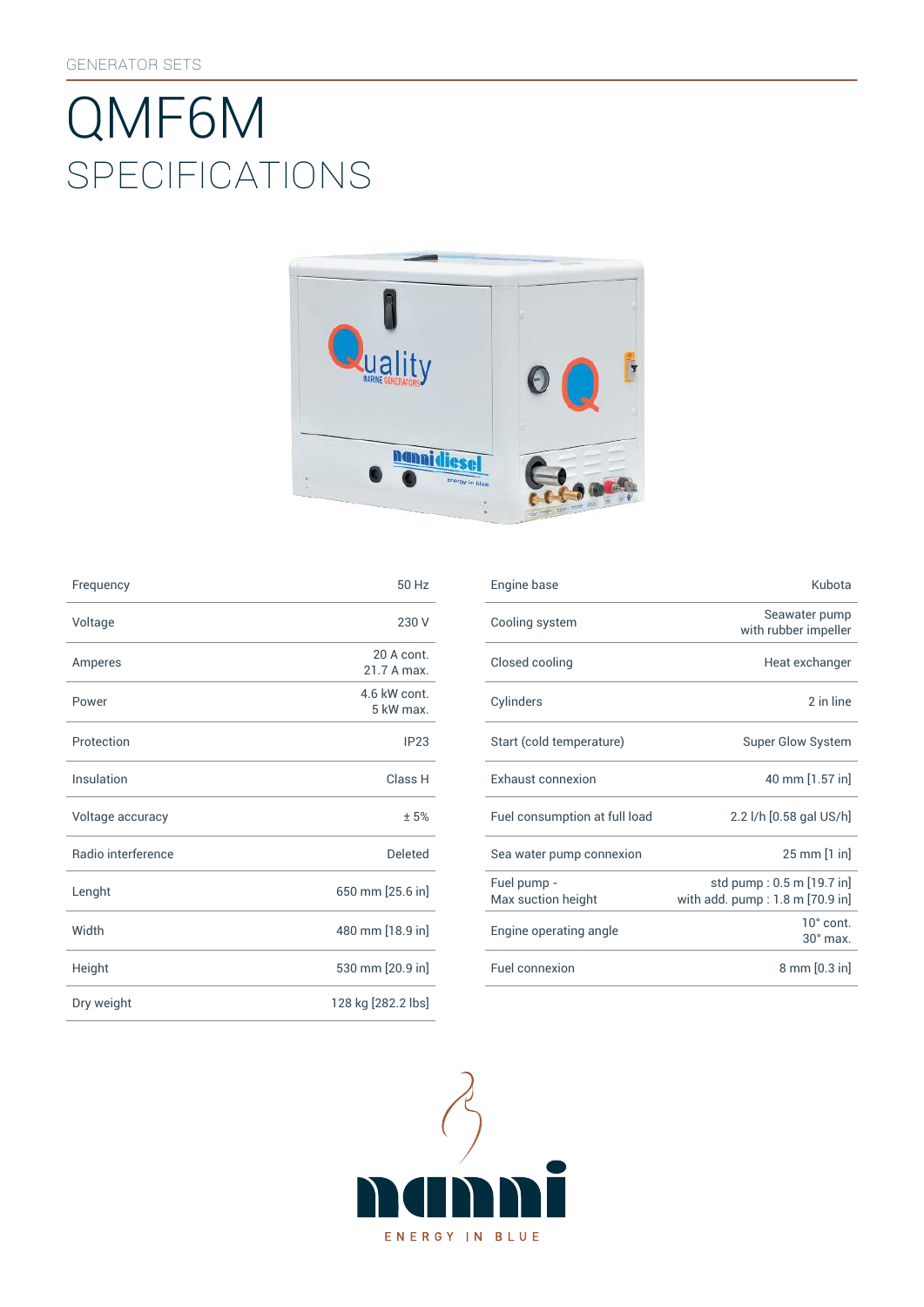GENERATOR SETS

# QMF6M

## SPECIFICATIONS

| Frequency | 50 Hz |
|---|---|
| Voltage | 230 V |
| Amperes | 20 A cont.<br>21.7 A max. |
| Power | 4.6 kW cont.<br>5 kW max. |
| Protection | IP23 |
| Insulation | Class H |
| Voltage accuracy | ± 5% |
| Radio interference | Deleted |
| Lenght | 650 mm [25.6 in] |
| Width | 480 mm [18.9 in] |
| Height | 530 mm [20.9 in] |
| Dry weight | 128 kg [282.2 lbs] |

| Engine base | Kubota |
|---|---|
| Cooling system | Seawater pump<br>with rubber impeller |
| Closed cooling | Heat exchanger |
| Cylinders | 2 in line |
| Start (cold temperature) | Super Glow System |
| Exhaust connexion | 40 mm [1.57 in] |
| Fuel consumption at full load | 2.2 l/h [0.58 gal US/h] |
| Sea water pump connexion | 25 mm [1 in] |
| Fuel pump -<br>Max suction height | std pump : 0.5 m [19.7 in]<br>with add. pump : 1.8 m [70.9 in] |
| Engine operating angle | 10° cont.<br>30° max. |
| Fuel connexion | 8 mm [0.3 in] |

nanni

ENERGY IN BLUE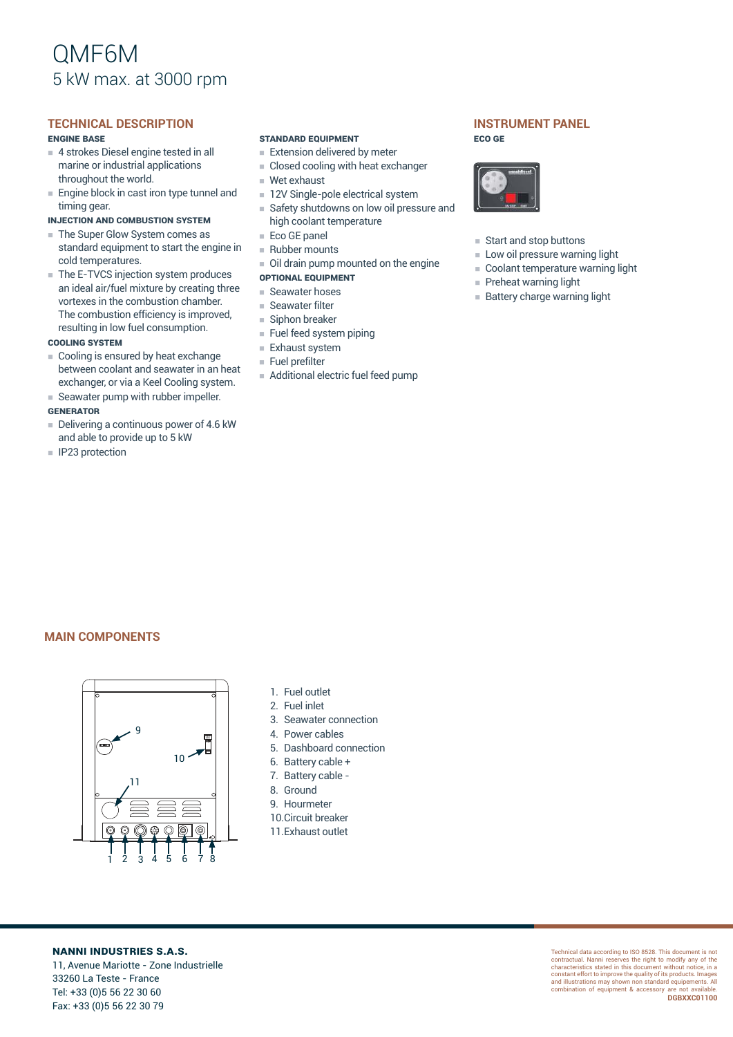# QMF6M

5 kW max. at 3000 rpm

## TECHNICAL DESCRIPTION

**ENGINE BASE**

- 4 strokes Diesel engine tested in all marine or industrial applications throughout the world.
- Engine block in cast iron type tunnel and timing gear.

**INJECTION AND COMBUSTION SYSTEM**

- The Super Glow System comes as standard equipment to start the engine in cold temperatures.
- The E-TVCS injection system produces an ideal air/fuel mixture by creating three vortexes in the combustion chamber. The combustion efficiency is improved, resulting in low fuel consumption.

**COOLING SYSTEM**

- Cooling is ensured by heat exchange between coolant and seawater in an heat exchanger, or via a Keel Cooling system.
- Seawater pump with rubber impeller.

**GENERATOR**

- Delivering a continuous power of 4.6 kW and able to provide up to 5 kW
- IP23 protection

**STANDARD EQUIPMENT**

- Extension delivered by meter
- Closed cooling with heat exchanger
- Wet exhaust
- 12V Single-pole electrical system
- Safety shutdowns on low oil pressure and high coolant temperature
- Eco GE panel
- Rubber mounts
- Oil drain pump mounted on the engine

**OPTIONAL EQUIPMENT**

- Seawater hoses
- Seawater filter
- Siphon breaker
- Fuel feed system piping
- Exhaust system
- Fuel prefilter
- Additional electric fuel feed pump

## INSTRUMENT PANEL

**ECO GE**

- Start and stop buttons
- Low oil pressure warning light
- Coolant temperature warning light
- Preheat warning light
- Battery charge warning light

## MAIN COMPONENTS

1. Fuel outlet
2. Fuel inlet
3. Seawater connection
4. Power cables
5. Dashboard connection
6. Battery cable +
7. Battery cable -
8. Ground
9. Hourmeter
10. Circuit breaker
11. Exhaust outlet

**NANNI INDUSTRIES S.A.S.**
11, Avenue Mariotte - Zone Industrielle
33260 La Teste - France
Tel: +33 (0)5 56 22 30 60
Fax: +33 (0)5 56 22 30 79

Technical data according to ISO 8528. This document is not contractual. Nanni reserves the right to modify any of the characteristics stated in this document without notice, in a constant effort to improve the quality of its products. Images and illustrations may shown non standard equipements. All combination of equipment & accessory are not available.
**DGBXXC01100**